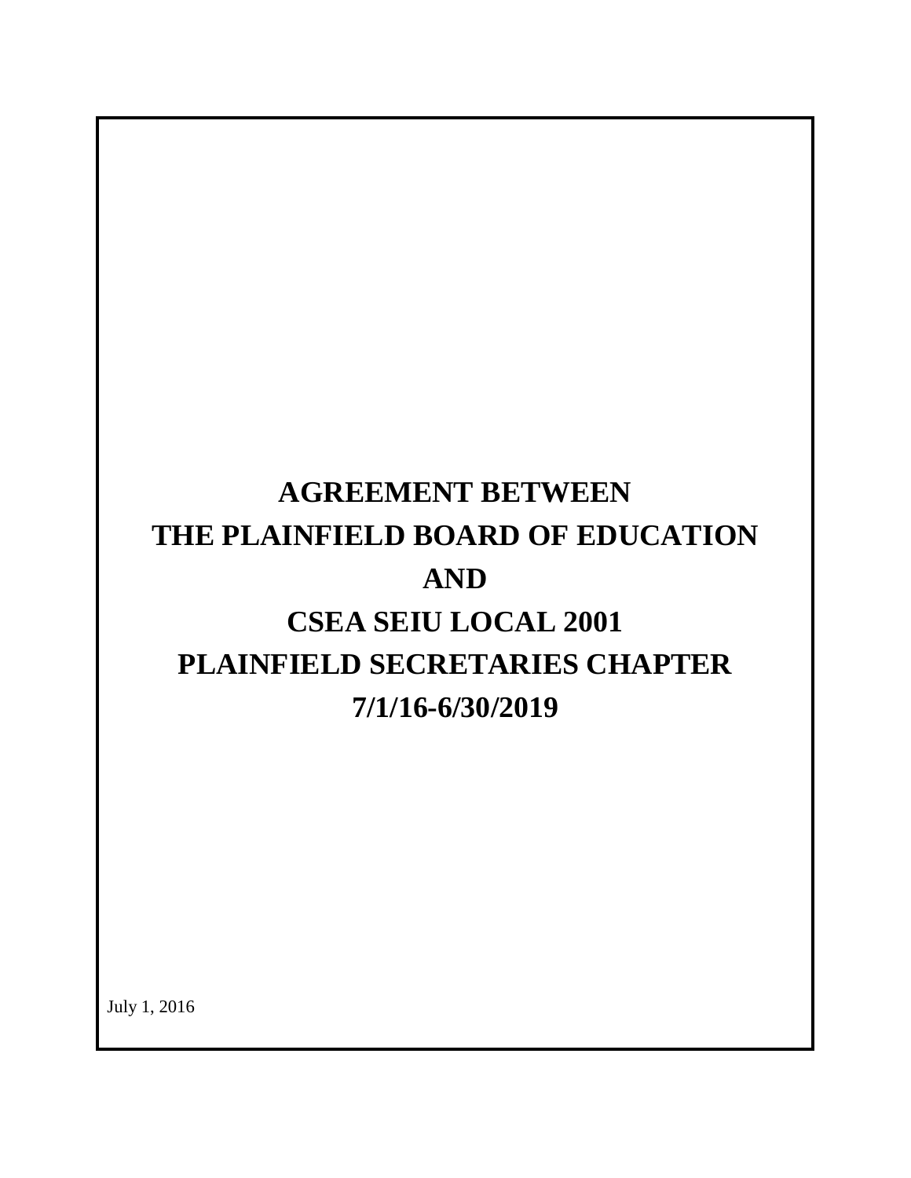# AGREEMENT BETWEEN
# THE PLAINFIELD BOARD OF EDUCATION
# AND
# CSEA SEIU LOCAL 2001
# PLAINFIELD SECRETARIES CHAPTER
# 7/1/16-6/30/2019

July 1, 2016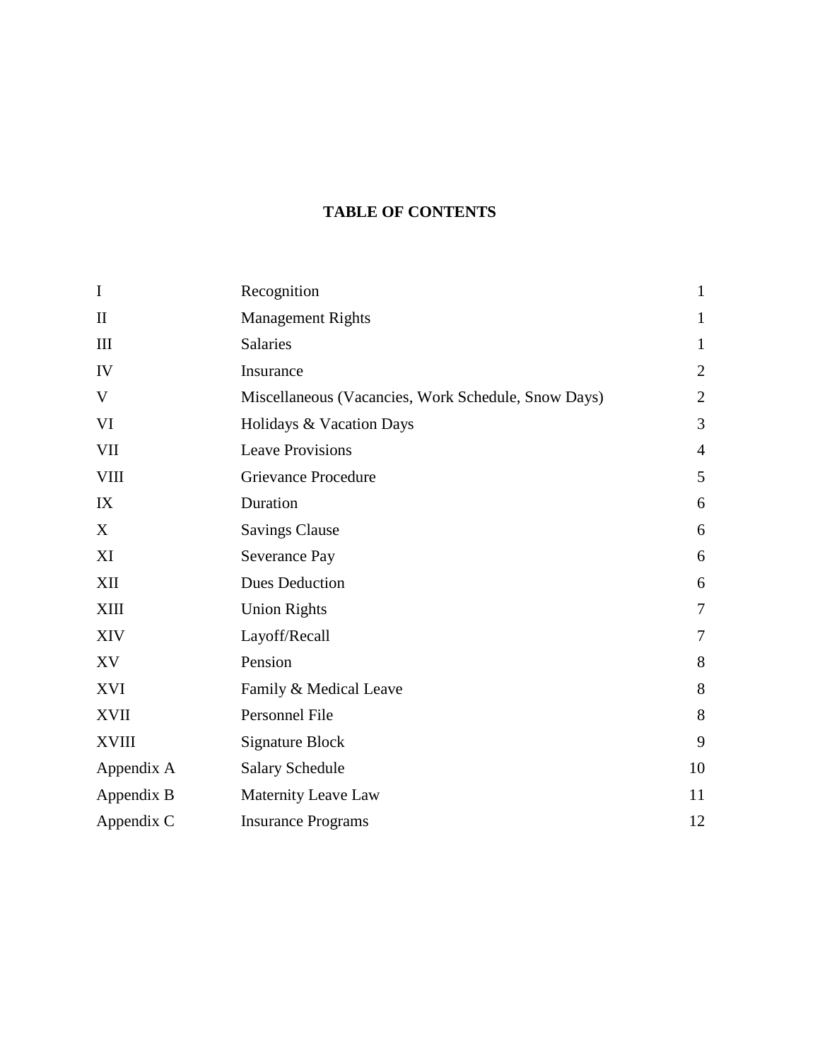# TABLE OF CONTENTS

| | | |
|---|---|---|
| I | Recognition | 1 |
| II | Management Rights | 1 |
| III | Salaries | 1 |
| IV | Insurance | 2 |
| V | Miscellaneous (Vacancies, Work Schedule, Snow Days) | 2 |
| VI | Holidays & Vacation Days | 3 |
| VII | Leave Provisions | 4 |
| VIII | Grievance Procedure | 5 |
| IX | Duration | 6 |
| X | Savings Clause | 6 |
| XI | Severance Pay | 6 |
| XII | Dues Deduction | 6 |
| XIII | Union Rights | 7 |
| XIV | Layoff/Recall | 7 |
| XV | Pension | 8 |
| XVI | Family & Medical Leave | 8 |
| XVII | Personnel File | 8 |
| XVIII | Signature Block | 9 |
| Appendix A | Salary Schedule | 10 |
| Appendix B | Maternity Leave Law | 11 |
| Appendix C | Insurance Programs | 12 |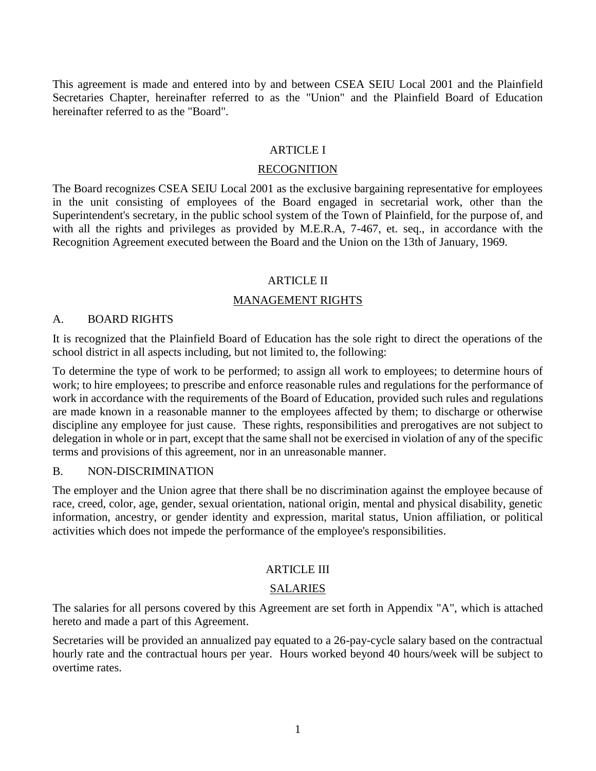This agreement is made and entered into by and between CSEA SEIU Local 2001 and the Plainfield Secretaries Chapter, hereinafter referred to as the "Union" and the Plainfield Board of Education hereinafter referred to as the "Board".

## ARTICLE I

## RECOGNITION

The Board recognizes CSEA SEIU Local 2001 as the exclusive bargaining representative for employees in the unit consisting of employees of the Board engaged in secretarial work, other than the Superintendent's secretary, in the public school system of the Town of Plainfield, for the purpose of, and with all the rights and privileges as provided by M.E.R.A, 7-467, et. seq., in accordance with the Recognition Agreement executed between the Board and the Union on the 13th of January, 1969.

## ARTICLE II

## MANAGEMENT RIGHTS

### A. BOARD RIGHTS

It is recognized that the Plainfield Board of Education has the sole right to direct the operations of the school district in all aspects including, but not limited to, the following:

To determine the type of work to be performed; to assign all work to employees; to determine hours of work; to hire employees; to prescribe and enforce reasonable rules and regulations for the performance of work in accordance with the requirements of the Board of Education, provided such rules and regulations are made known in a reasonable manner to the employees affected by them; to discharge or otherwise discipline any employee for just cause. These rights, responsibilities and prerogatives are not subject to delegation in whole or in part, except that the same shall not be exercised in violation of any of the specific terms and provisions of this agreement, nor in an unreasonable manner.

### B. NON-DISCRIMINATION

The employer and the Union agree that there shall be no discrimination against the employee because of race, creed, color, age, gender, sexual orientation, national origin, mental and physical disability, genetic information, ancestry, or gender identity and expression, marital status, Union affiliation, or political activities which does not impede the performance of the employee's responsibilities.

## ARTICLE III

## SALARIES

The salaries for all persons covered by this Agreement are set forth in Appendix "A", which is attached hereto and made a part of this Agreement.

Secretaries will be provided an annualized pay equated to a 26-pay-cycle salary based on the contractual hourly rate and the contractual hours per year. Hours worked beyond 40 hours/week will be subject to overtime rates.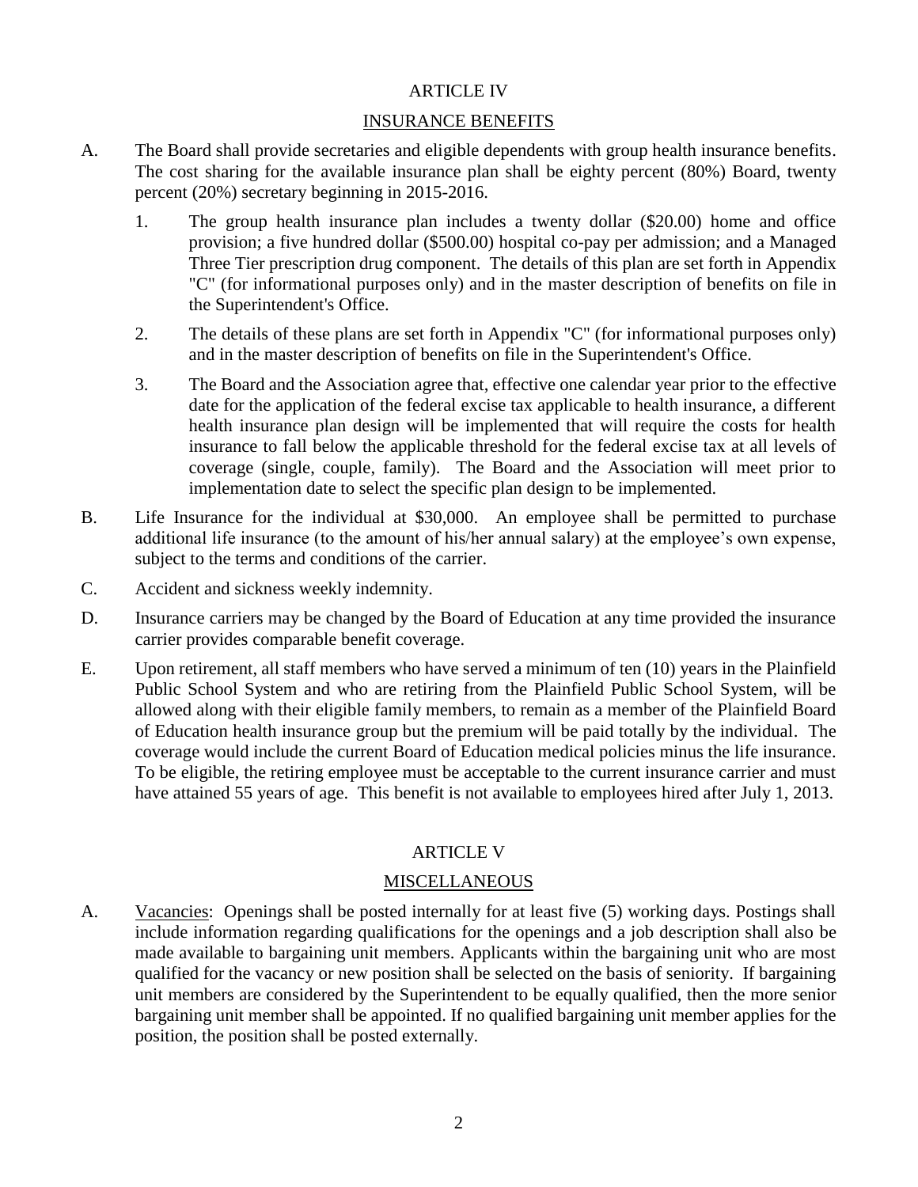## ARTICLE IV

## INSURANCE BENEFITS

A. The Board shall provide secretaries and eligible dependents with group health insurance benefits. The cost sharing for the available insurance plan shall be eighty percent (80%) Board, twenty percent (20%) secretary beginning in 2015-2016.

   1. The group health insurance plan includes a twenty dollar ($20.00) home and office provision; a five hundred dollar ($500.00) hospital co-pay per admission; and a Managed Three Tier prescription drug component. The details of this plan are set forth in Appendix "C" (for informational purposes only) and in the master description of benefits on file in the Superintendent's Office.

   2. The details of these plans are set forth in Appendix "C" (for informational purposes only) and in the master description of benefits on file in the Superintendent's Office.

   3. The Board and the Association agree that, effective one calendar year prior to the effective date for the application of the federal excise tax applicable to health insurance, a different health insurance plan design will be implemented that will require the costs for health insurance to fall below the applicable threshold for the federal excise tax at all levels of coverage (single, couple, family). The Board and the Association will meet prior to implementation date to select the specific plan design to be implemented.

B. Life Insurance for the individual at $30,000. An employee shall be permitted to purchase additional life insurance (to the amount of his/her annual salary) at the employee's own expense, subject to the terms and conditions of the carrier.

C. Accident and sickness weekly indemnity.

D. Insurance carriers may be changed by the Board of Education at any time provided the insurance carrier provides comparable benefit coverage.

E. Upon retirement, all staff members who have served a minimum of ten (10) years in the Plainfield Public School System and who are retiring from the Plainfield Public School System, will be allowed along with their eligible family members, to remain as a member of the Plainfield Board of Education health insurance group but the premium will be paid totally by the individual. The coverage would include the current Board of Education medical policies minus the life insurance. To be eligible, the retiring employee must be acceptable to the current insurance carrier and must have attained 55 years of age. This benefit is not available to employees hired after July 1, 2013.

## ARTICLE V

## MISCELLANEOUS

A. Vacancies: Openings shall be posted internally for at least five (5) working days. Postings shall include information regarding qualifications for the openings and a job description shall also be made available to bargaining unit members. Applicants within the bargaining unit who are most qualified for the vacancy or new position shall be selected on the basis of seniority. If bargaining unit members are considered by the Superintendent to be equally qualified, then the more senior bargaining unit member shall be appointed. If no qualified bargaining unit member applies for the position, the position shall be posted externally.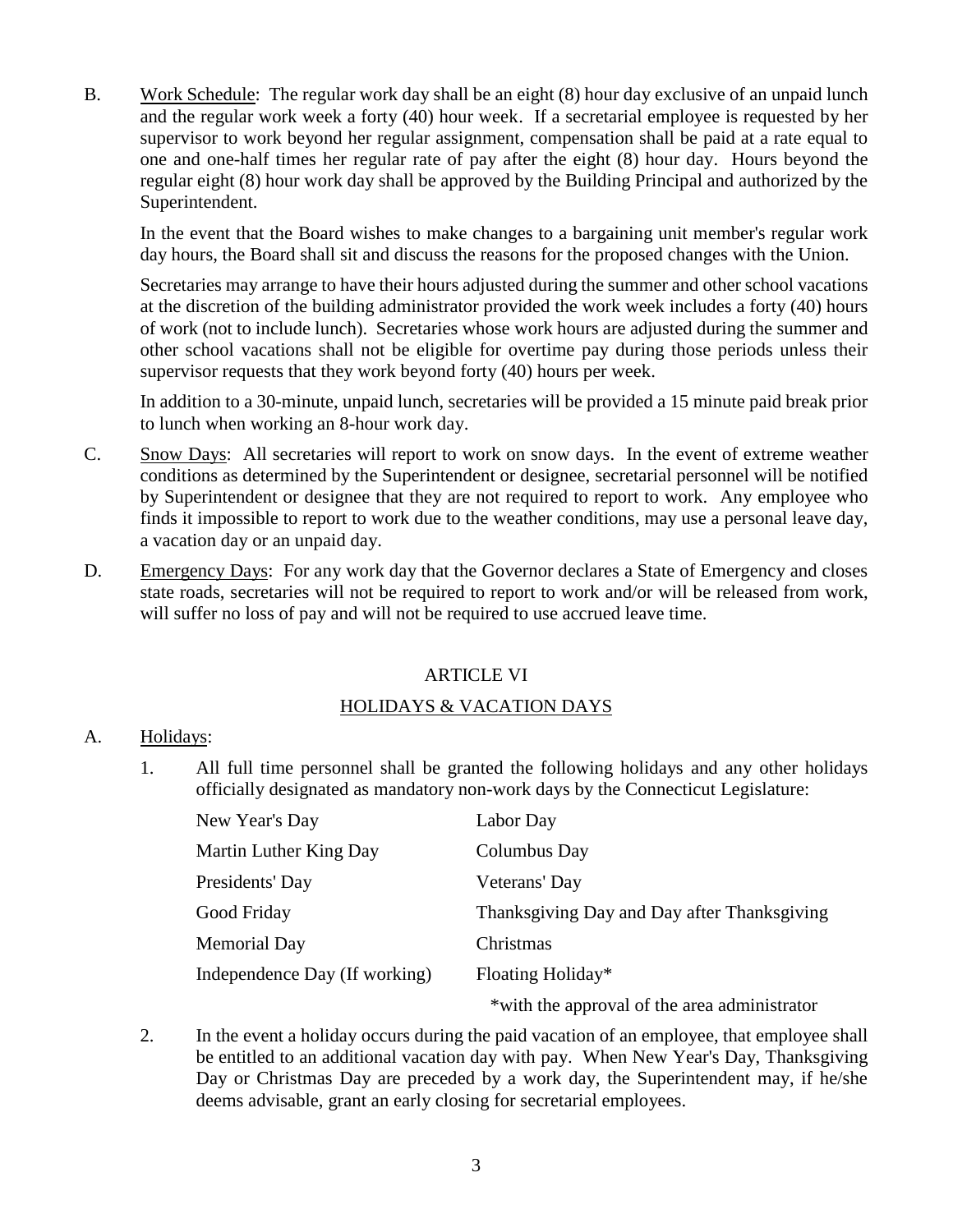B. Work Schedule: The regular work day shall be an eight (8) hour day exclusive of an unpaid lunch and the regular work week a forty (40) hour week. If a secretarial employee is requested by her supervisor to work beyond her regular assignment, compensation shall be paid at a rate equal to one and one-half times her regular rate of pay after the eight (8) hour day. Hours beyond the regular eight (8) hour work day shall be approved by the Building Principal and authorized by the Superintendent.

In the event that the Board wishes to make changes to a bargaining unit member's regular work day hours, the Board shall sit and discuss the reasons for the proposed changes with the Union.

Secretaries may arrange to have their hours adjusted during the summer and other school vacations at the discretion of the building administrator provided the work week includes a forty (40) hours of work (not to include lunch). Secretaries whose work hours are adjusted during the summer and other school vacations shall not be eligible for overtime pay during those periods unless their supervisor requests that they work beyond forty (40) hours per week.

In addition to a 30-minute, unpaid lunch, secretaries will be provided a 15 minute paid break prior to lunch when working an 8-hour work day.

C. Snow Days: All secretaries will report to work on snow days. In the event of extreme weather conditions as determined by the Superintendent or designee, secretarial personnel will be notified by Superintendent or designee that they are not required to report to work. Any employee who finds it impossible to report to work due to the weather conditions, may use a personal leave day, a vacation day or an unpaid day.

D. Emergency Days: For any work day that the Governor declares a State of Emergency and closes state roads, secretaries will not be required to report to work and/or will be released from work, will suffer no loss of pay and will not be required to use accrued leave time.

## ARTICLE VI

## HOLIDAYS & VACATION DAYS

A. Holidays:

1. All full time personnel shall be granted the following holidays and any other holidays officially designated as mandatory non-work days by the Connecticut Legislature:

| | |
|---|---|
| New Year's Day | Labor Day |
| Martin Luther King Day | Columbus Day |
| Presidents' Day | Veterans' Day |
| Good Friday | Thanksgiving Day and Day after Thanksgiving |
| Memorial Day | Christmas |
| Independence Day (If working) | Floating Holiday* |

*with the approval of the area administrator

2. In the event a holiday occurs during the paid vacation of an employee, that employee shall be entitled to an additional vacation day with pay. When New Year's Day, Thanksgiving Day or Christmas Day are preceded by a work day, the Superintendent may, if he/she deems advisable, grant an early closing for secretarial employees.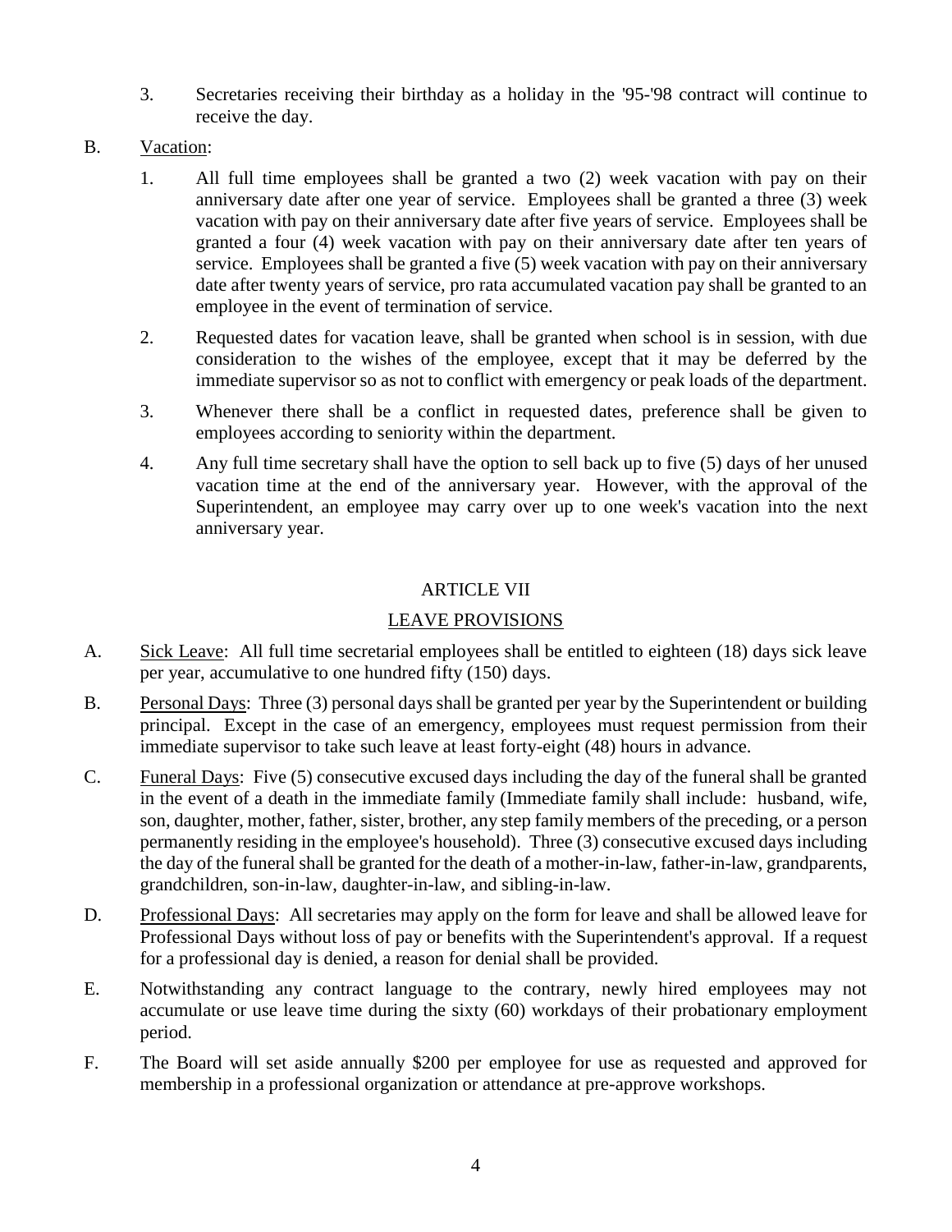3. Secretaries receiving their birthday as a holiday in the '95-'98 contract will continue to receive the day.

B. Vacation:

1. All full time employees shall be granted a two (2) week vacation with pay on their anniversary date after one year of service. Employees shall be granted a three (3) week vacation with pay on their anniversary date after five years of service. Employees shall be granted a four (4) week vacation with pay on their anniversary date after ten years of service. Employees shall be granted a five (5) week vacation with pay on their anniversary date after twenty years of service, pro rata accumulated vacation pay shall be granted to an employee in the event of termination of service.

2. Requested dates for vacation leave, shall be granted when school is in session, with due consideration to the wishes of the employee, except that it may be deferred by the immediate supervisor so as not to conflict with emergency or peak loads of the department.

3. Whenever there shall be a conflict in requested dates, preference shall be given to employees according to seniority within the department.

4. Any full time secretary shall have the option to sell back up to five (5) days of her unused vacation time at the end of the anniversary year. However, with the approval of the Superintendent, an employee may carry over up to one week's vacation into the next anniversary year.

## ARTICLE VII

## LEAVE PROVISIONS

A. Sick Leave: All full time secretarial employees shall be entitled to eighteen (18) days sick leave per year, accumulative to one hundred fifty (150) days.

B. Personal Days: Three (3) personal days shall be granted per year by the Superintendent or building principal. Except in the case of an emergency, employees must request permission from their immediate supervisor to take such leave at least forty-eight (48) hours in advance.

C. Funeral Days: Five (5) consecutive excused days including the day of the funeral shall be granted in the event of a death in the immediate family (Immediate family shall include: husband, wife, son, daughter, mother, father, sister, brother, any step family members of the preceding, or a person permanently residing in the employee's household). Three (3) consecutive excused days including the day of the funeral shall be granted for the death of a mother-in-law, father-in-law, grandparents, grandchildren, son-in-law, daughter-in-law, and sibling-in-law.

D. Professional Days: All secretaries may apply on the form for leave and shall be allowed leave for Professional Days without loss of pay or benefits with the Superintendent's approval. If a request for a professional day is denied, a reason for denial shall be provided.

E. Notwithstanding any contract language to the contrary, newly hired employees may not accumulate or use leave time during the sixty (60) workdays of their probationary employment period.

F. The Board will set aside annually $200 per employee for use as requested and approved for membership in a professional organization or attendance at pre-approve workshops.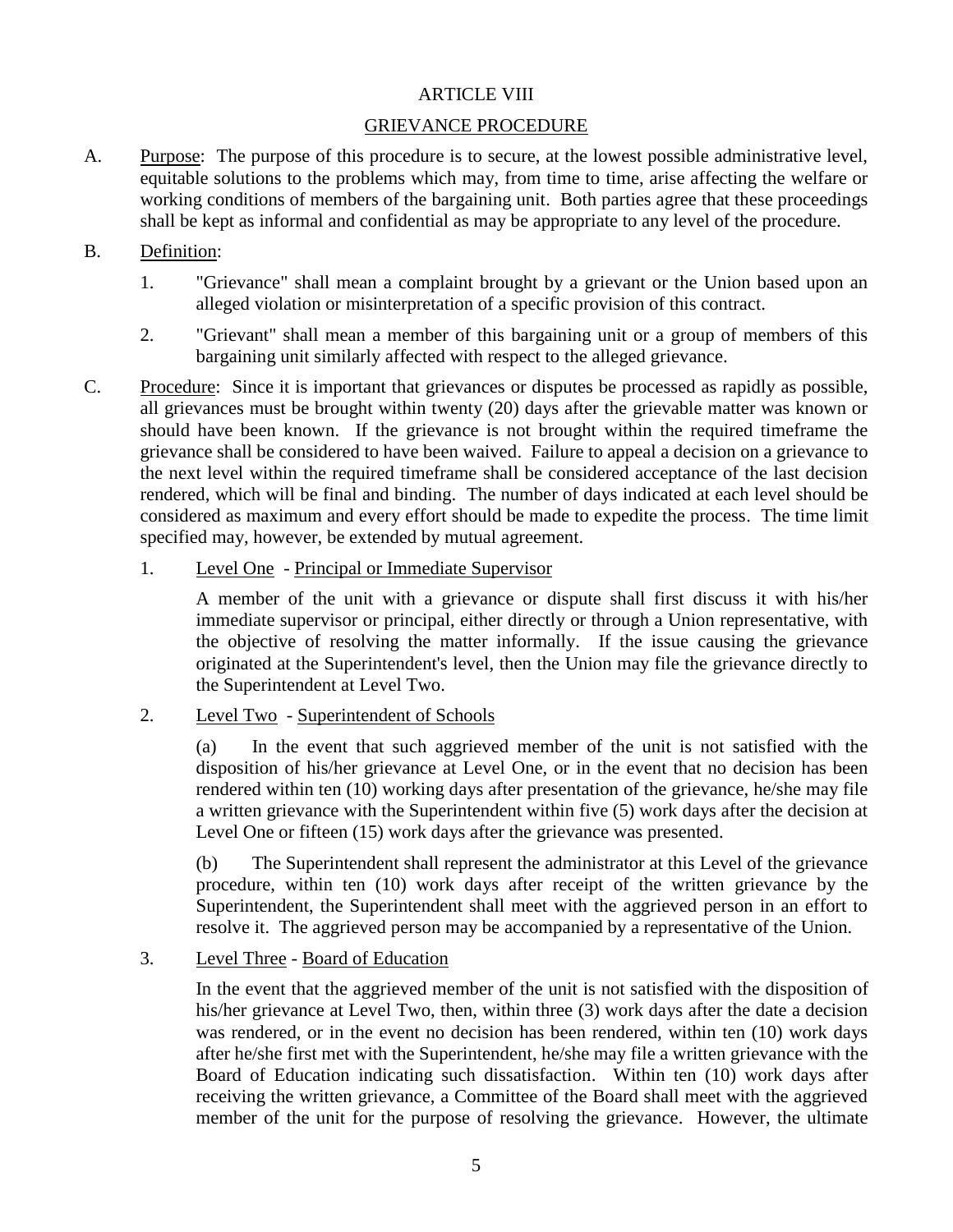# ARTICLE VIII

## GRIEVANCE PROCEDURE

A. Purpose: The purpose of this procedure is to secure, at the lowest possible administrative level, equitable solutions to the problems which may, from time to time, arise affecting the welfare or working conditions of members of the bargaining unit. Both parties agree that these proceedings shall be kept as informal and confidential as may be appropriate to any level of the procedure.

B. Definition:

1. "Grievance" shall mean a complaint brought by a grievant or the Union based upon an alleged violation or misinterpretation of a specific provision of this contract.

2. "Grievant" shall mean a member of this bargaining unit or a group of members of this bargaining unit similarly affected with respect to the alleged grievance.

C. Procedure: Since it is important that grievances or disputes be processed as rapidly as possible, all grievances must be brought within twenty (20) days after the grievable matter was known or should have been known. If the grievance is not brought within the required timeframe the grievance shall be considered to have been waived. Failure to appeal a decision on a grievance to the next level within the required timeframe shall be considered acceptance of the last decision rendered, which will be final and binding. The number of days indicated at each level should be considered as maximum and every effort should be made to expedite the process. The time limit specified may, however, be extended by mutual agreement.

1. Level One - Principal or Immediate Supervisor

   A member of the unit with a grievance or dispute shall first discuss it with his/her immediate supervisor or principal, either directly or through a Union representative, with the objective of resolving the matter informally. If the issue causing the grievance originated at the Superintendent's level, then the Union may file the grievance directly to the Superintendent at Level Two.

2. Level Two - Superintendent of Schools

   (a) In the event that such aggrieved member of the unit is not satisfied with the disposition of his/her grievance at Level One, or in the event that no decision has been rendered within ten (10) working days after presentation of the grievance, he/she may file a written grievance with the Superintendent within five (5) work days after the decision at Level One or fifteen (15) work days after the grievance was presented.

   (b) The Superintendent shall represent the administrator at this Level of the grievance procedure, within ten (10) work days after receipt of the written grievance by the Superintendent, the Superintendent shall meet with the aggrieved person in an effort to resolve it. The aggrieved person may be accompanied by a representative of the Union.

3. Level Three - Board of Education

   In the event that the aggrieved member of the unit is not satisfied with the disposition of his/her grievance at Level Two, then, within three (3) work days after the date a decision was rendered, or in the event no decision has been rendered, within ten (10) work days after he/she first met with the Superintendent, he/she may file a written grievance with the Board of Education indicating such dissatisfaction. Within ten (10) work days after receiving the written grievance, a Committee of the Board shall meet with the aggrieved member of the unit for the purpose of resolving the grievance. However, the ultimate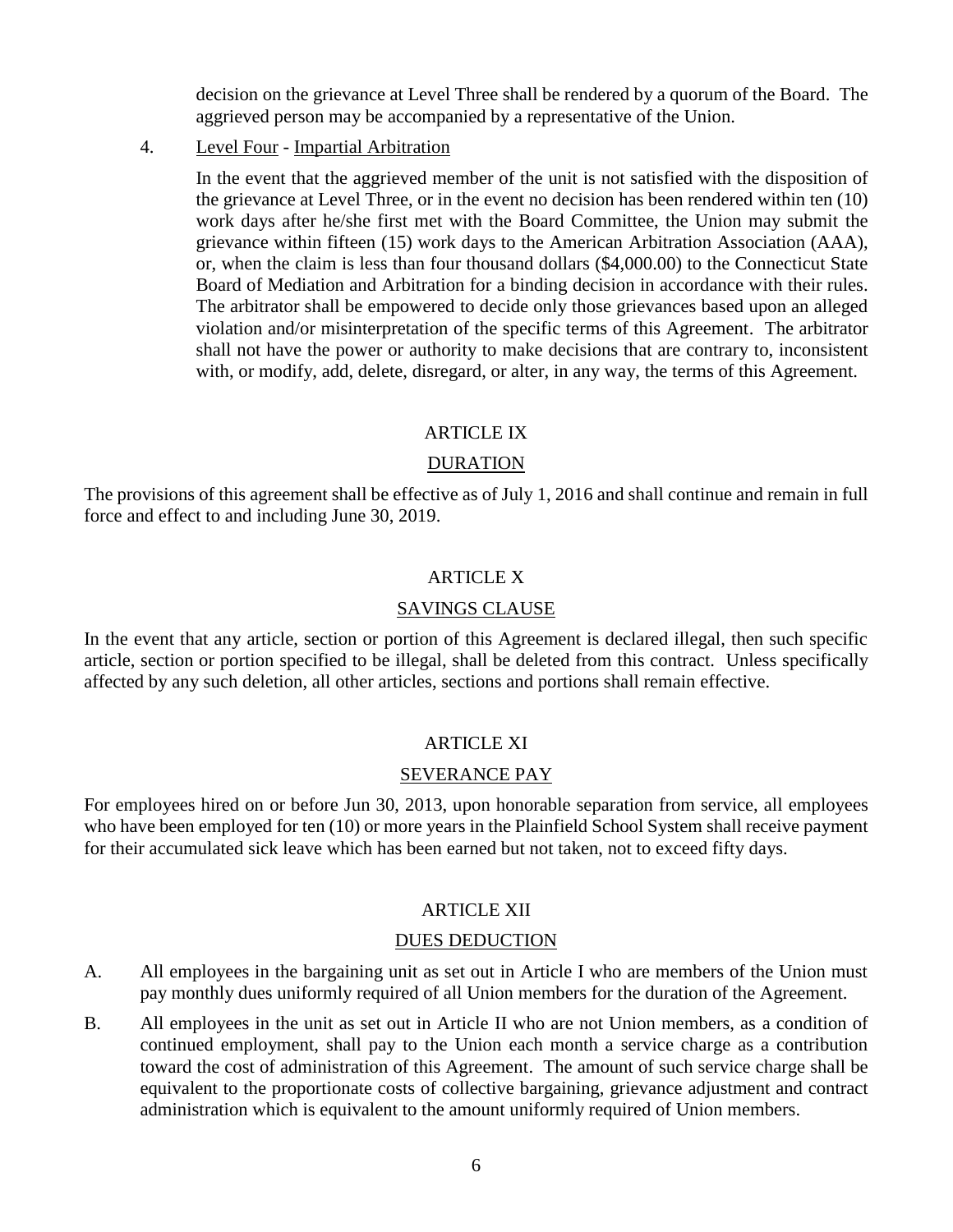decision on the grievance at Level Three shall be rendered by a quorum of the Board. The aggrieved person may be accompanied by a representative of the Union.

4. Level Four - Impartial Arbitration

   In the event that the aggrieved member of the unit is not satisfied with the disposition of the grievance at Level Three, or in the event no decision has been rendered within ten (10) work days after he/she first met with the Board Committee, the Union may submit the grievance within fifteen (15) work days to the American Arbitration Association (AAA), or, when the claim is less than four thousand dollars ($4,000.00) to the Connecticut State Board of Mediation and Arbitration for a binding decision in accordance with their rules. The arbitrator shall be empowered to decide only those grievances based upon an alleged violation and/or misinterpretation of the specific terms of this Agreement. The arbitrator shall not have the power or authority to make decisions that are contrary to, inconsistent with, or modify, add, delete, disregard, or alter, in any way, the terms of this Agreement.

## ARTICLE IX

## DURATION

The provisions of this agreement shall be effective as of July 1, 2016 and shall continue and remain in full force and effect to and including June 30, 2019.

## ARTICLE X

## SAVINGS CLAUSE

In the event that any article, section or portion of this Agreement is declared illegal, then such specific article, section or portion specified to be illegal, shall be deleted from this contract. Unless specifically affected by any such deletion, all other articles, sections and portions shall remain effective.

## ARTICLE XI

## SEVERANCE PAY

For employees hired on or before Jun 30, 2013, upon honorable separation from service, all employees who have been employed for ten (10) or more years in the Plainfield School System shall receive payment for their accumulated sick leave which has been earned but not taken, not to exceed fifty days.

## ARTICLE XII

## DUES DEDUCTION

A. All employees in the bargaining unit as set out in Article I who are members of the Union must pay monthly dues uniformly required of all Union members for the duration of the Agreement.

B. All employees in the unit as set out in Article II who are not Union members, as a condition of continued employment, shall pay to the Union each month a service charge as a contribution toward the cost of administration of this Agreement. The amount of such service charge shall be equivalent to the proportionate costs of collective bargaining, grievance adjustment and contract administration which is equivalent to the amount uniformly required of Union members.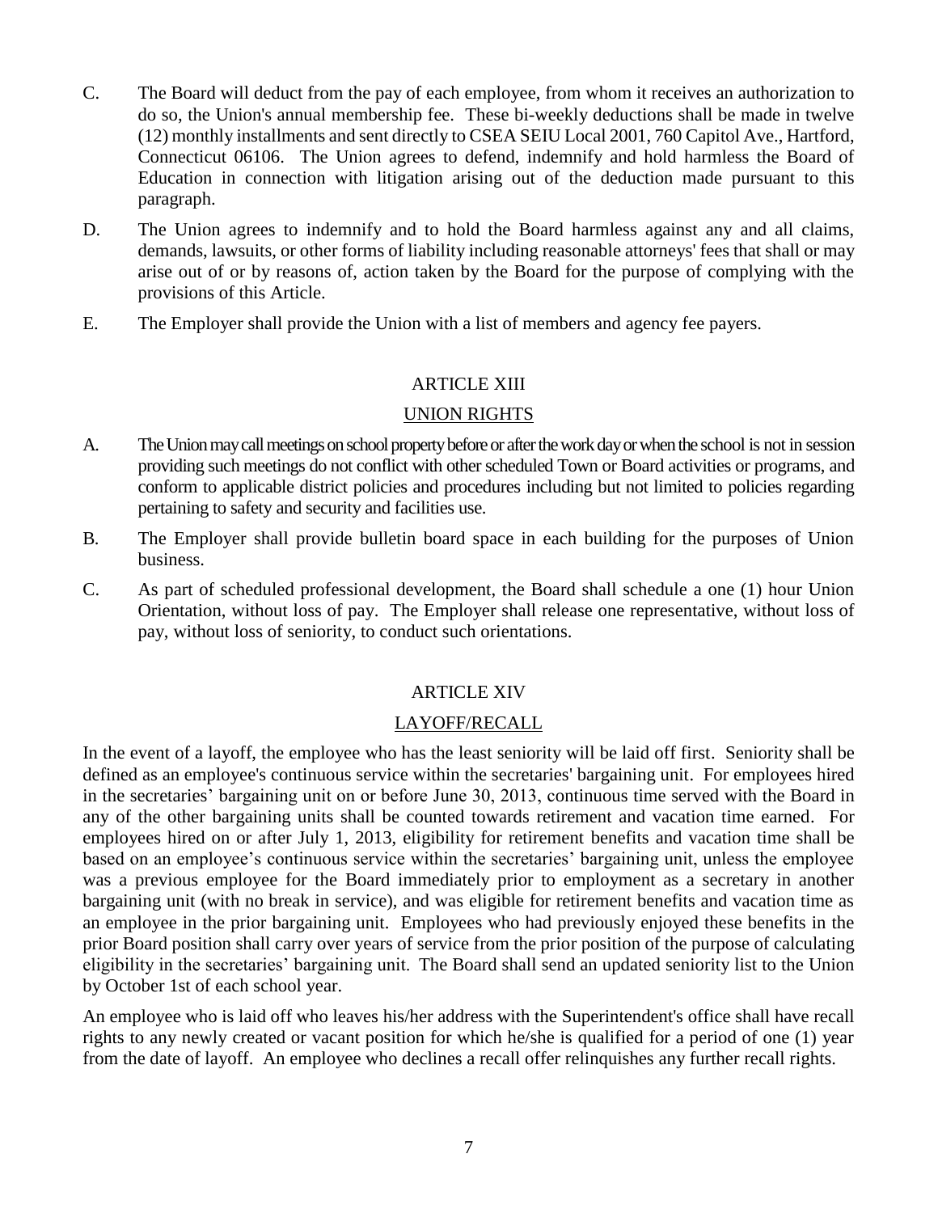C. The Board will deduct from the pay of each employee, from whom it receives an authorization to do so, the Union's annual membership fee. These bi-weekly deductions shall be made in twelve (12) monthly installments and sent directly to CSEA SEIU Local 2001, 760 Capitol Ave., Hartford, Connecticut 06106. The Union agrees to defend, indemnify and hold harmless the Board of Education in connection with litigation arising out of the deduction made pursuant to this paragraph.

D. The Union agrees to indemnify and to hold the Board harmless against any and all claims, demands, lawsuits, or other forms of liability including reasonable attorneys' fees that shall or may arise out of or by reasons of, action taken by the Board for the purpose of complying with the provisions of this Article.

E. The Employer shall provide the Union with a list of members and agency fee payers.

## ARTICLE XIII

## UNION RIGHTS

A. The Union may call meetings on school property before or after the work day or when the school is not in session providing such meetings do not conflict with other scheduled Town or Board activities or programs, and conform to applicable district policies and procedures including but not limited to policies regarding pertaining to safety and security and facilities use.

B. The Employer shall provide bulletin board space in each building for the purposes of Union business.

C. As part of scheduled professional development, the Board shall schedule a one (1) hour Union Orientation, without loss of pay. The Employer shall release one representative, without loss of pay, without loss of seniority, to conduct such orientations.

## ARTICLE XIV

## LAYOFF/RECALL

In the event of a layoff, the employee who has the least seniority will be laid off first. Seniority shall be defined as an employee's continuous service within the secretaries' bargaining unit. For employees hired in the secretaries' bargaining unit on or before June 30, 2013, continuous time served with the Board in any of the other bargaining units shall be counted towards retirement and vacation time earned. For employees hired on or after July 1, 2013, eligibility for retirement benefits and vacation time shall be based on an employee's continuous service within the secretaries' bargaining unit, unless the employee was a previous employee for the Board immediately prior to employment as a secretary in another bargaining unit (with no break in service), and was eligible for retirement benefits and vacation time as an employee in the prior bargaining unit. Employees who had previously enjoyed these benefits in the prior Board position shall carry over years of service from the prior position of the purpose of calculating eligibility in the secretaries' bargaining unit. The Board shall send an updated seniority list to the Union by October 1st of each school year.

An employee who is laid off who leaves his/her address with the Superintendent's office shall have recall rights to any newly created or vacant position for which he/she is qualified for a period of one (1) year from the date of layoff. An employee who declines a recall offer relinquishes any further recall rights.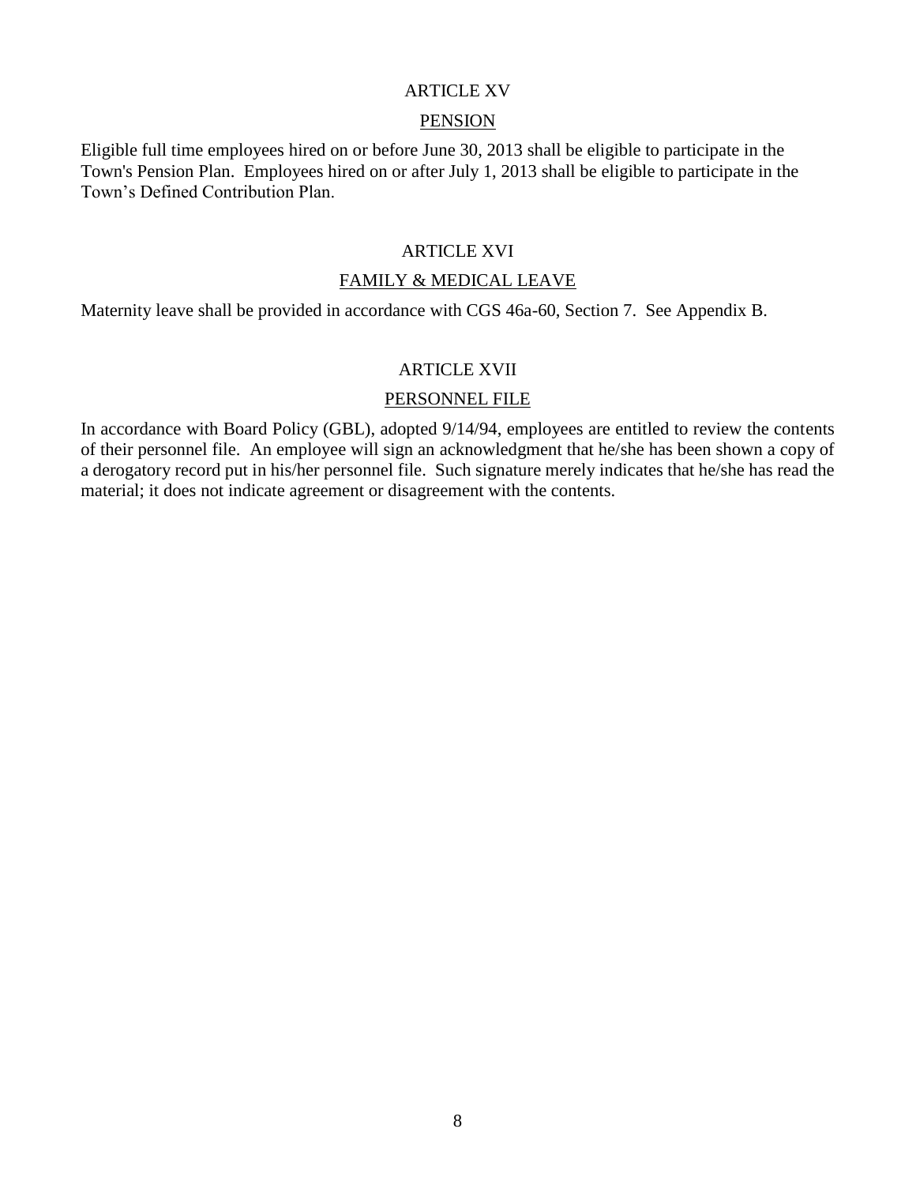## ARTICLE XV

### PENSION

Eligible full time employees hired on or before June 30, 2013 shall be eligible to participate in the Town's Pension Plan. Employees hired on or after July 1, 2013 shall be eligible to participate in the Town's Defined Contribution Plan.

## ARTICLE XVI

### FAMILY & MEDICAL LEAVE

Maternity leave shall be provided in accordance with CGS 46a-60, Section 7. See Appendix B.

## ARTICLE XVII

### PERSONNEL FILE

In accordance with Board Policy (GBL), adopted 9/14/94, employees are entitled to review the contents of their personnel file. An employee will sign an acknowledgment that he/she has been shown a copy of a derogatory record put in his/her personnel file. Such signature merely indicates that he/she has read the material; it does not indicate agreement or disagreement with the contents.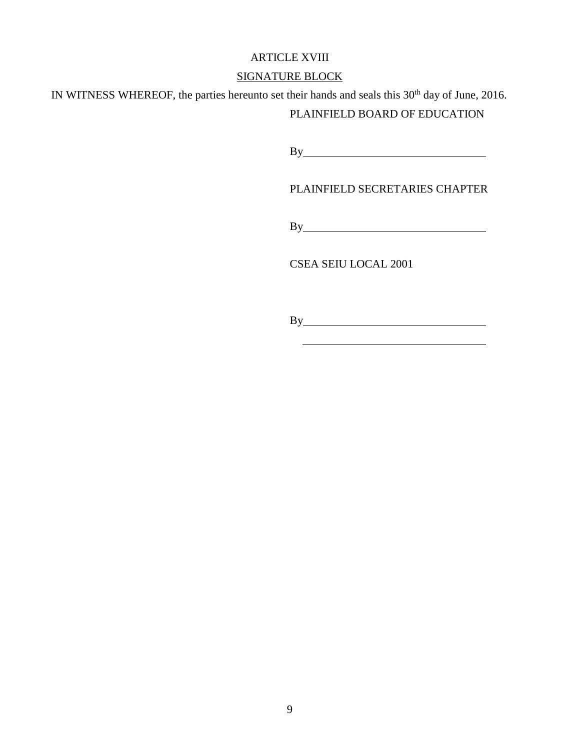# ARTICLE XVIII

## SIGNATURE BLOCK

IN WITNESS WHEREOF, the parties hereunto set their hands and seals this 30th day of June, 2016.

PLAINFIELD BOARD OF EDUCATION

By________________________________

PLAINFIELD SECRETARIES CHAPTER

By________________________________

CSEA SEIU LOCAL 2001

By________________________________

__________________________________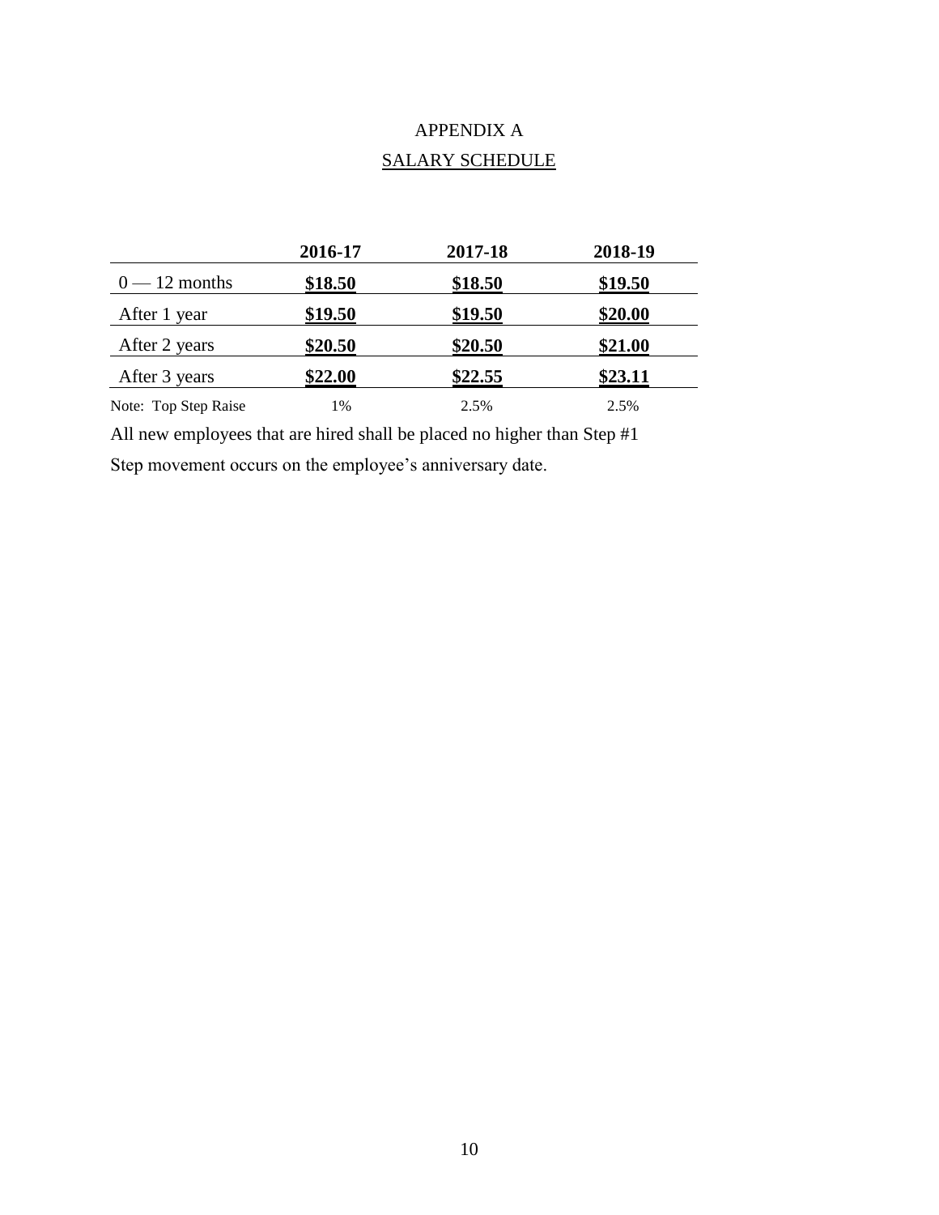# APPENDIX A

## SALARY SCHEDULE

| | 2016-17 | 2017-18 | 2018-19 |
|---|---|---|---|
| 0 — 12 months | **$18.50** | **$18.50** | **$19.50** |
| After 1 year | **$19.50** | **$19.50** | **$20.00** |
| After 2 years | **$20.50** | **$20.50** | **$21.00** |
| After 3 years | **$22.00** | **$22.55** | **$23.11** |
| Note: Top Step Raise | 1% | 2.5% | 2.5% |

All new employees that are hired shall be placed no higher than Step #1

Step movement occurs on the employee's anniversary date.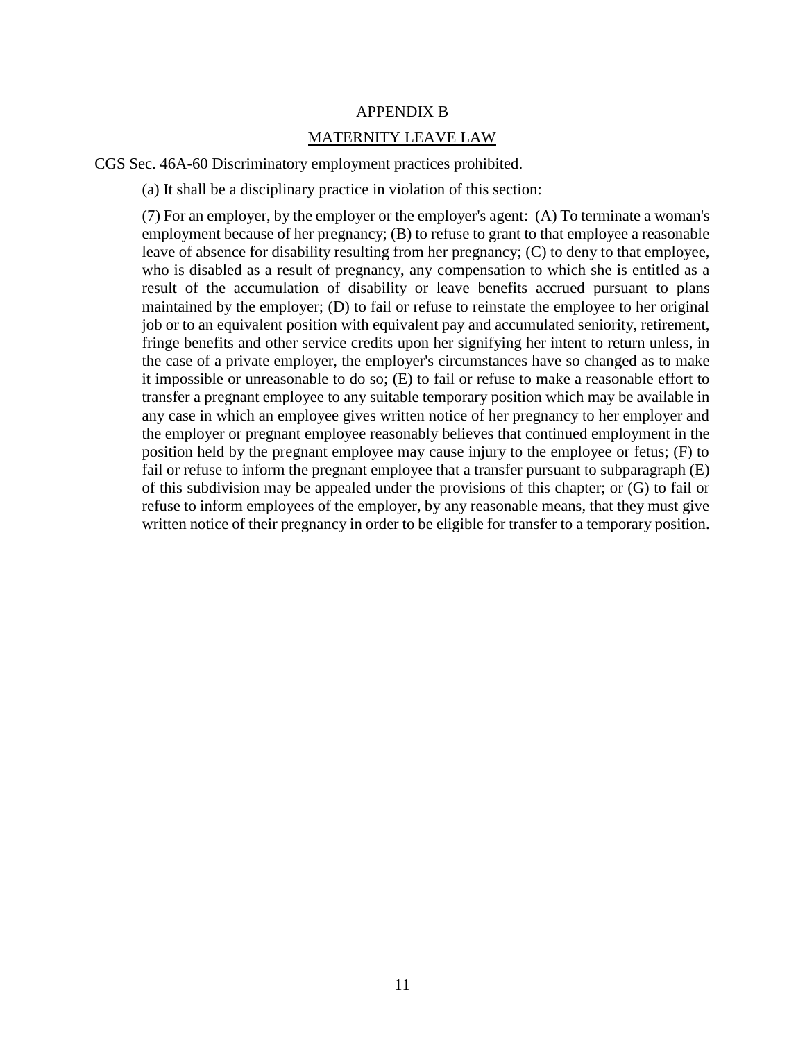# APPENDIX B

## MATERNITY LEAVE LAW

CGS Sec. 46A-60 Discriminatory employment practices prohibited.

(a) It shall be a disciplinary practice in violation of this section:

(7) For an employer, by the employer or the employer's agent: (A) To terminate a woman's employment because of her pregnancy; (B) to refuse to grant to that employee a reasonable leave of absence for disability resulting from her pregnancy; (C) to deny to that employee, who is disabled as a result of pregnancy, any compensation to which she is entitled as a result of the accumulation of disability or leave benefits accrued pursuant to plans maintained by the employer; (D) to fail or refuse to reinstate the employee to her original job or to an equivalent position with equivalent pay and accumulated seniority, retirement, fringe benefits and other service credits upon her signifying her intent to return unless, in the case of a private employer, the employer's circumstances have so changed as to make it impossible or unreasonable to do so; (E) to fail or refuse to make a reasonable effort to transfer a pregnant employee to any suitable temporary position which may be available in any case in which an employee gives written notice of her pregnancy to her employer and the employer or pregnant employee reasonably believes that continued employment in the position held by the pregnant employee may cause injury to the employee or fetus; (F) to fail or refuse to inform the pregnant employee that a transfer pursuant to subparagraph (E) of this subdivision may be appealed under the provisions of this chapter; or (G) to fail or refuse to inform employees of the employer, by any reasonable means, that they must give written notice of their pregnancy in order to be eligible for transfer to a temporary position.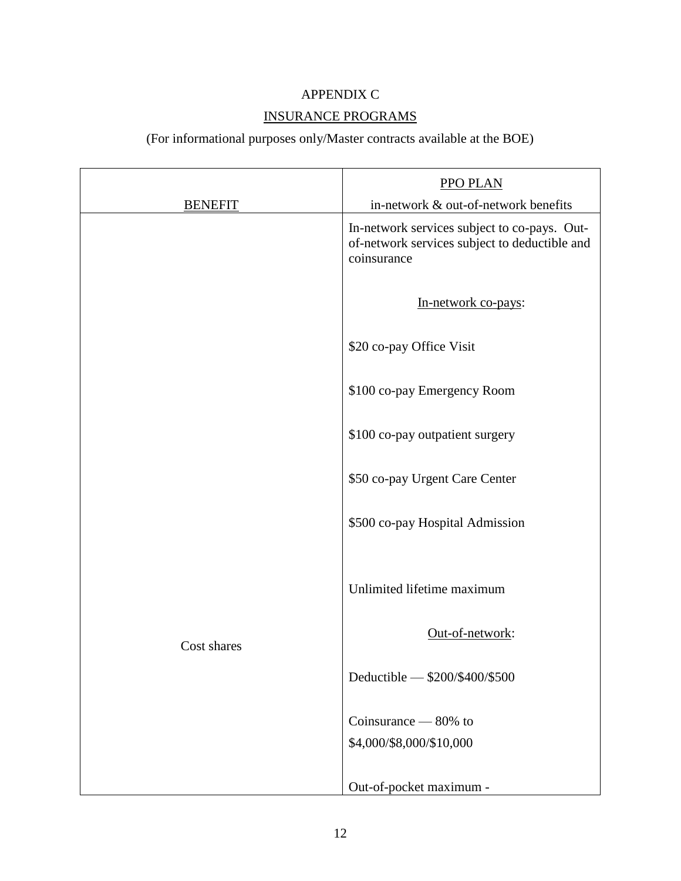APPENDIX C

INSURANCE PROGRAMS

(For informational purposes only/Master contracts available at the BOE)

| BENEFIT | PPO PLAN<br>in-network & out-of-network benefits |
|---|---|
| Cost shares | In-network services subject to co-pays. Out-of-network services subject to deductible and coinsurance<br><br>In-network co-pays:<br><br>$20 co-pay Office Visit<br><br>$100 co-pay Emergency Room<br><br>$100 co-pay outpatient surgery<br><br>$50 co-pay Urgent Care Center<br><br>$500 co-pay Hospital Admission<br><br>Unlimited lifetime maximum<br><br>Out-of-network:<br><br>Deductible — $200/$400/$500<br><br>Coinsurance — 80% to $4,000/$8,000/$10,000<br><br>Out-of-pocket maximum - |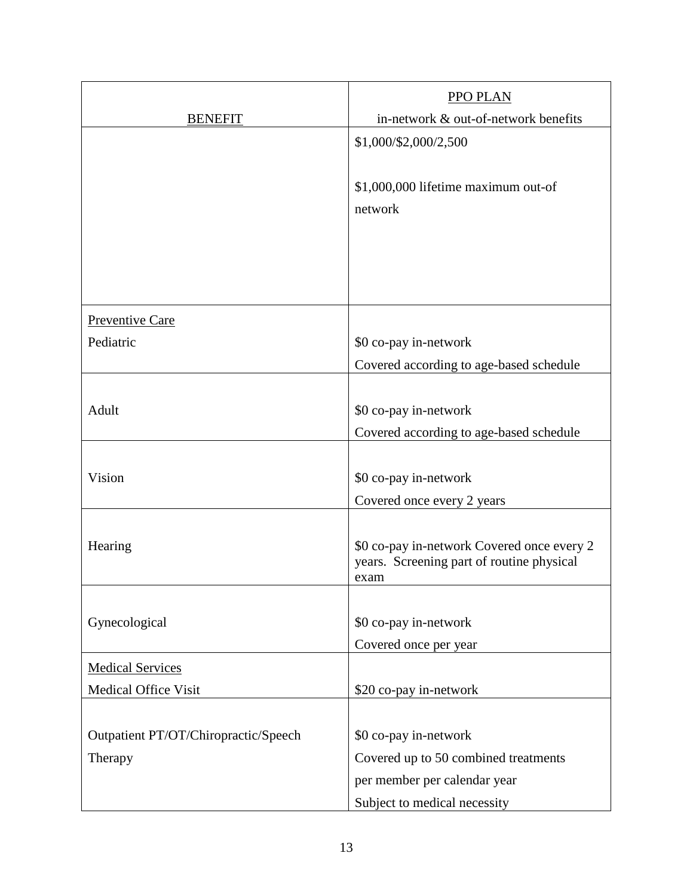| BENEFIT | PPO PLAN<br>in-network & out-of-network benefits |
|---|---|
| | $1,000/$2,000/2,500<br><br>$1,000,000 lifetime maximum out-of network |
| Preventive Care<br>Pediatric | $0 co-pay in-network<br>Covered according to age-based schedule |
| Adult | $0 co-pay in-network<br>Covered according to age-based schedule |
| Vision | $0 co-pay in-network<br>Covered once every 2 years |
| Hearing | $0 co-pay in-network Covered once every 2 years. Screening part of routine physical exam |
| Gynecological | $0 co-pay in-network<br>Covered once per year |
| Medical Services<br>Medical Office Visit | $20 co-pay in-network |
| Outpatient PT/OT/Chiropractic/Speech Therapy | $0 co-pay in-network<br>Covered up to 50 combined treatments per member per calendar year<br>Subject to medical necessity |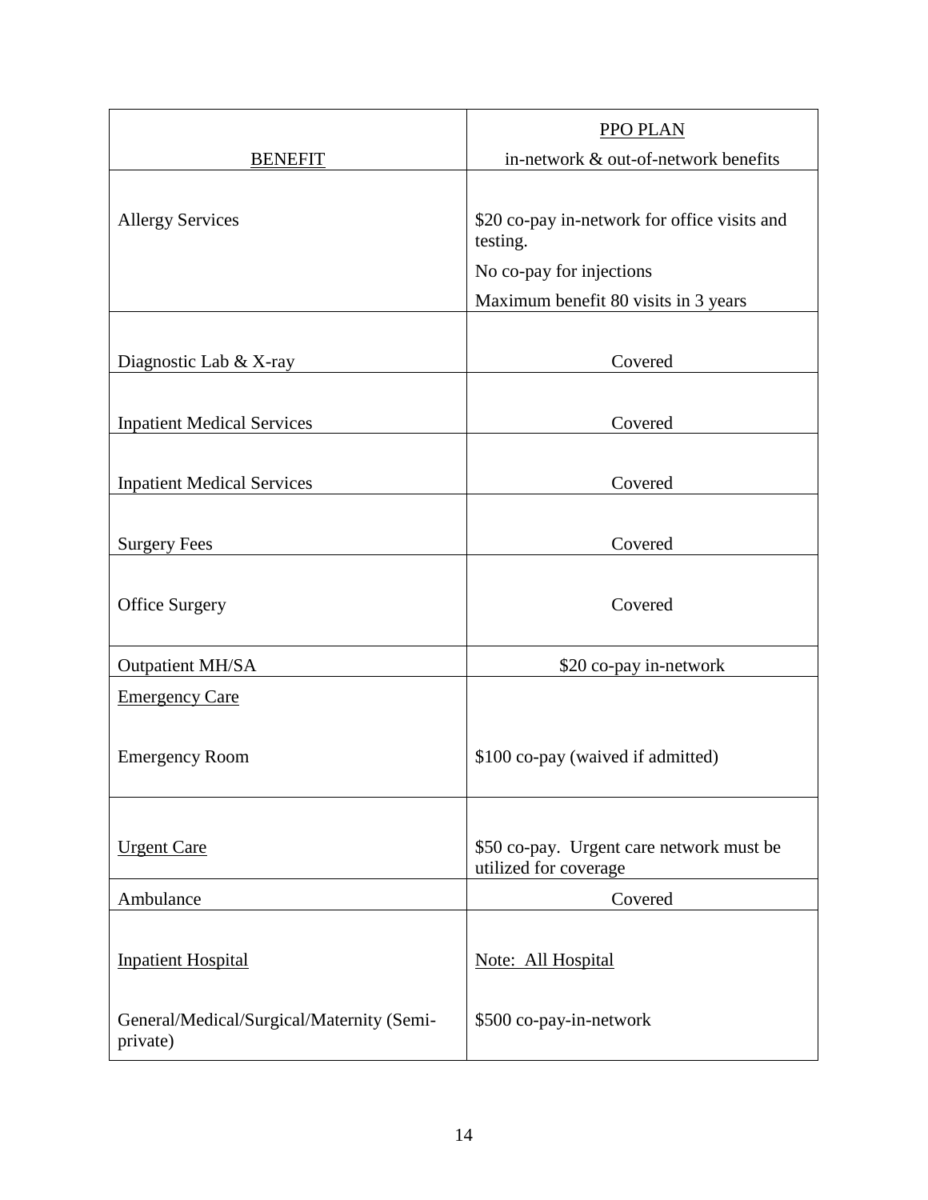| BENEFIT | PPO PLAN<br>in-network & out-of-network benefits |
|---|---|
| Allergy Services | $20 co-pay in-network for office visits and testing.<br>No co-pay for injections<br>Maximum benefit 80 visits in 3 years |
| Diagnostic Lab & X-ray | Covered |
| Inpatient Medical Services | Covered |
| Inpatient Medical Services | Covered |
| Surgery Fees | Covered |
| Office Surgery | Covered |
| Outpatient MH/SA | $20 co-pay in-network |
| Emergency Care<br><br>Emergency Room | $100 co-pay (waived if admitted) |
| Urgent Care | $50 co-pay. Urgent care network must be utilized for coverage |
| Ambulance | Covered |
| Inpatient Hospital<br><br>General/Medical/Surgical/Maternity (Semi-private) | Note: All Hospital<br><br>$500 co-pay-in-network |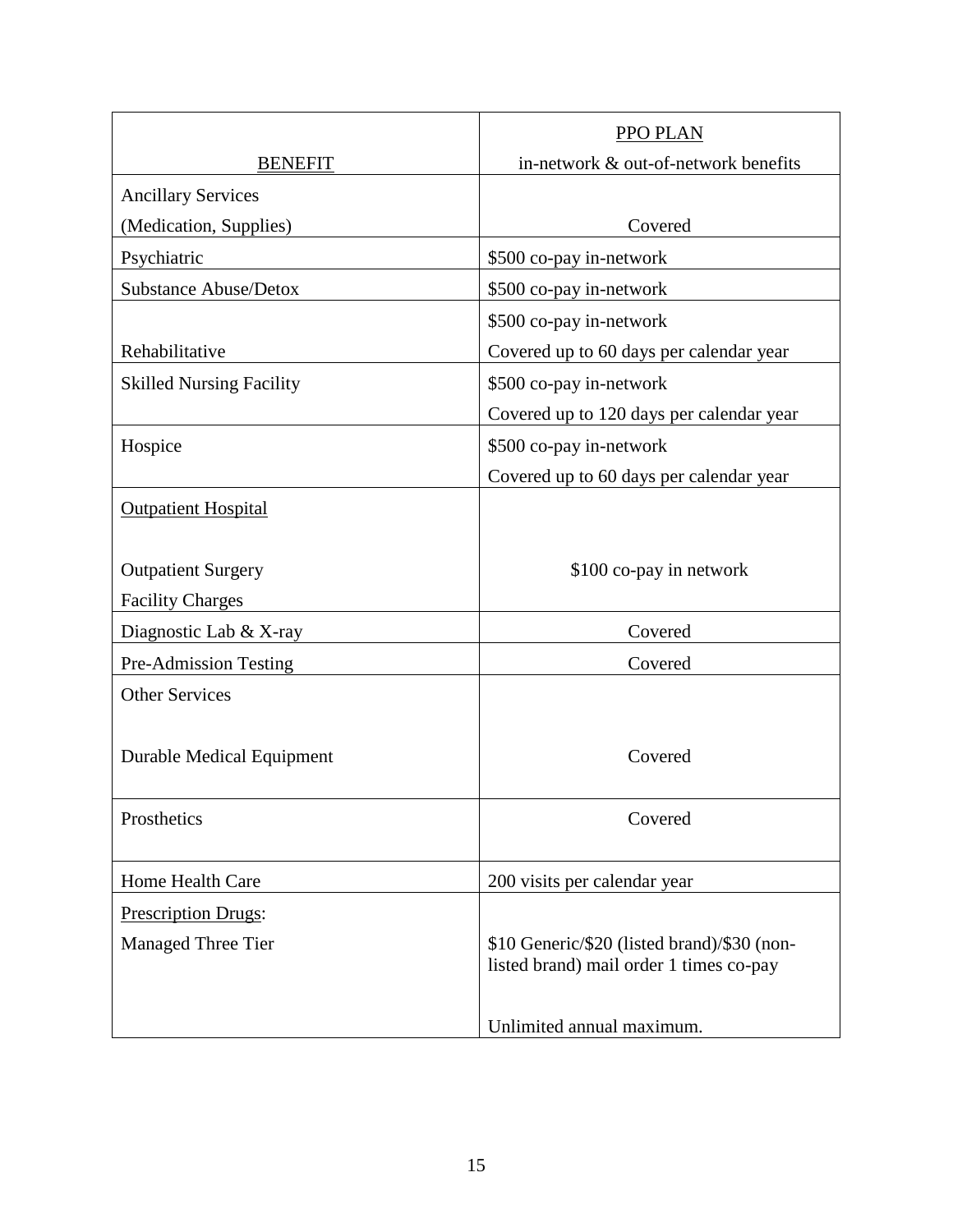| BENEFIT | PPO PLAN in-network & out-of-network benefits |
|---|---|
| Ancillary Services (Medication, Supplies) | Covered |
| Psychiatric | $500 co-pay in-network |
| Substance Abuse/Detox | $500 co-pay in-network |
| Rehabilitative | $500 co-pay in-network Covered up to 60 days per calendar year |
| Skilled Nursing Facility | $500 co-pay in-network Covered up to 120 days per calendar year |
| Hospice | $500 co-pay in-network Covered up to 60 days per calendar year |
| Outpatient Hospital | |
| Outpatient Surgery Facility Charges | $100 co-pay in network |
| Diagnostic Lab & X-ray | Covered |
| Pre-Admission Testing | Covered |
| Other Services | |
| Durable Medical Equipment | Covered |
| Prosthetics | Covered |
| Home Health Care | 200 visits per calendar year |
| Prescription Drugs: Managed Three Tier | $10 Generic/$20 (listed brand)/$30 (non-listed brand) mail order 1 times co-pay Unlimited annual maximum. |